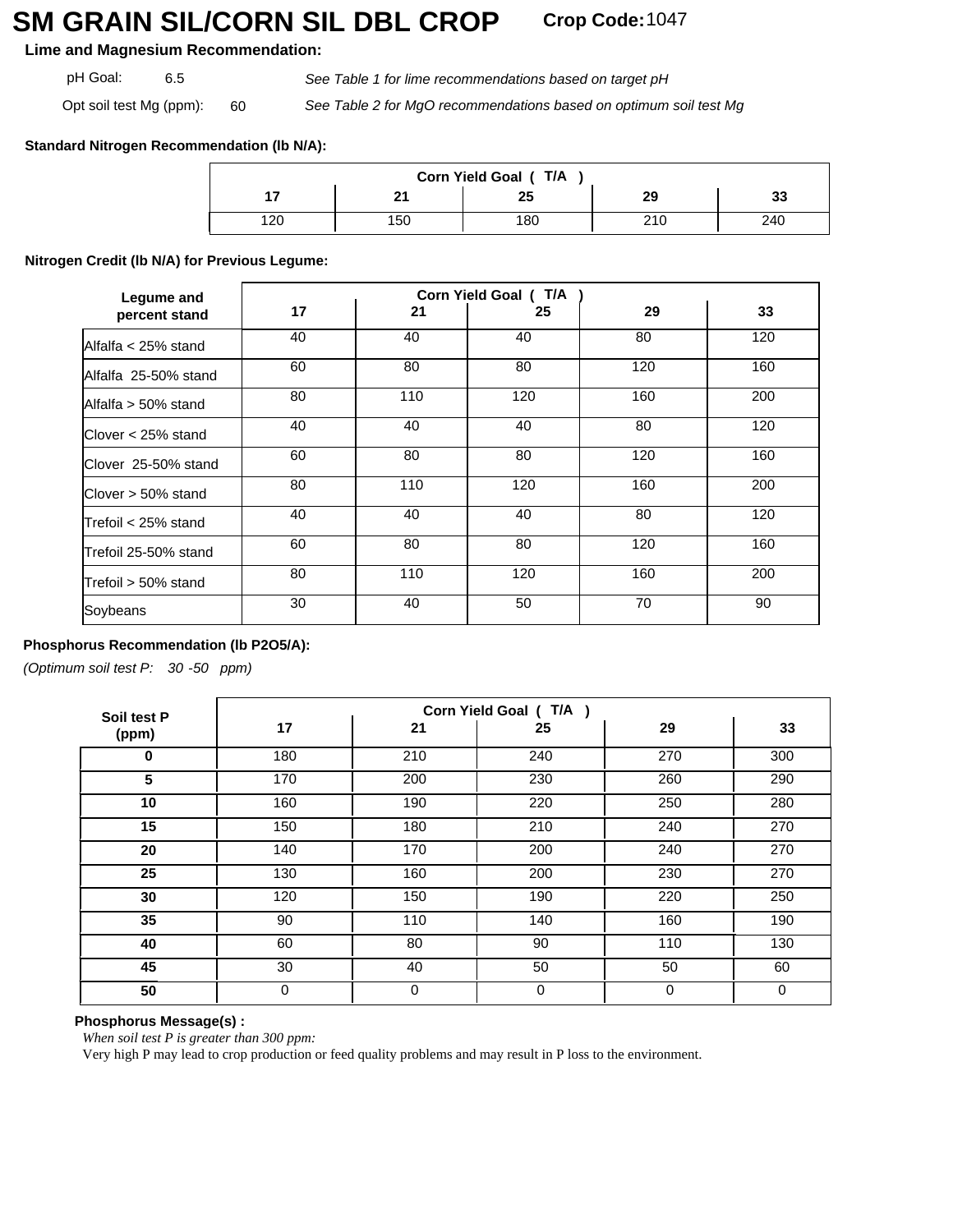# SM GRAIN SIL/CORN SIL DBL CROP

**Crop Code:** 1047

**Lime and Magnesium Recommendation:**

pH Goal: 6.5 — *See Table 1 for lime recommendations based on target pH*

Opt soil test Mg (ppm): 60 — *See Table 2 for MgO recommendations based on optimum soil test Mg*

**Standard Nitrogen Recommendation (lb N/A):**

| Corn Yield Goal ( T/A ) | | | | |
|---|---|---|---|---|
| **17** | **21** | **25** | **29** | **33** |
| 120 | 150 | 180 | 210 | 240 |

**Nitrogen Credit (lb N/A) for Previous Legume:**

| Legume and percent stand | Corn Yield Goal ( T/A ) | | | | |
|---|---|---|---|---|---|
| | **17** | **21** | **25** | **29** | **33** |
| Alfalfa < 25% stand | 40 | 40 | 40 | 80 | 120 |
| Alfalfa 25-50% stand | 60 | 80 | 80 | 120 | 160 |
| Alfalfa > 50% stand | 80 | 110 | 120 | 160 | 200 |
| Clover < 25% stand | 40 | 40 | 40 | 80 | 120 |
| Clover 25-50% stand | 60 | 80 | 80 | 120 | 160 |
| Clover > 50% stand | 80 | 110 | 120 | 160 | 200 |
| Trefoil < 25% stand | 40 | 40 | 40 | 80 | 120 |
| Trefoil 25-50% stand | 60 | 80 | 80 | 120 | 160 |
| Trefoil > 50% stand | 80 | 110 | 120 | 160 | 200 |
| Soybeans | 30 | 40 | 50 | 70 | 90 |

**Phosphorus Recommendation (lb P2O5/A):**

*(Optimum soil test P: 30 -50 ppm)*

| Soil test P (ppm) | Corn Yield Goal ( T/A ) | | | | |
|---|---|---|---|---|---|
| | **17** | **21** | **25** | **29** | **33** |
| **0** | 180 | 210 | 240 | 270 | 300 |
| **5** | 170 | 200 | 230 | 260 | 290 |
| **10** | 160 | 190 | 220 | 250 | 280 |
| **15** | 150 | 180 | 210 | 240 | 270 |
| **20** | 140 | 170 | 200 | 240 | 270 |
| **25** | 130 | 160 | 200 | 230 | 270 |
| **30** | 120 | 150 | 190 | 220 | 250 |
| **35** | 90 | 110 | 140 | 160 | 190 |
| **40** | 60 | 80 | 90 | 110 | 130 |
| **45** | 30 | 40 | 50 | 50 | 60 |
| **50** | 0 | 0 | 0 | 0 | 0 |

**Phosphorus Message(s) :**

*When soil test P is greater than 300 ppm:*

Very high P may lead to crop production or feed quality problems and may result in P loss to the environment.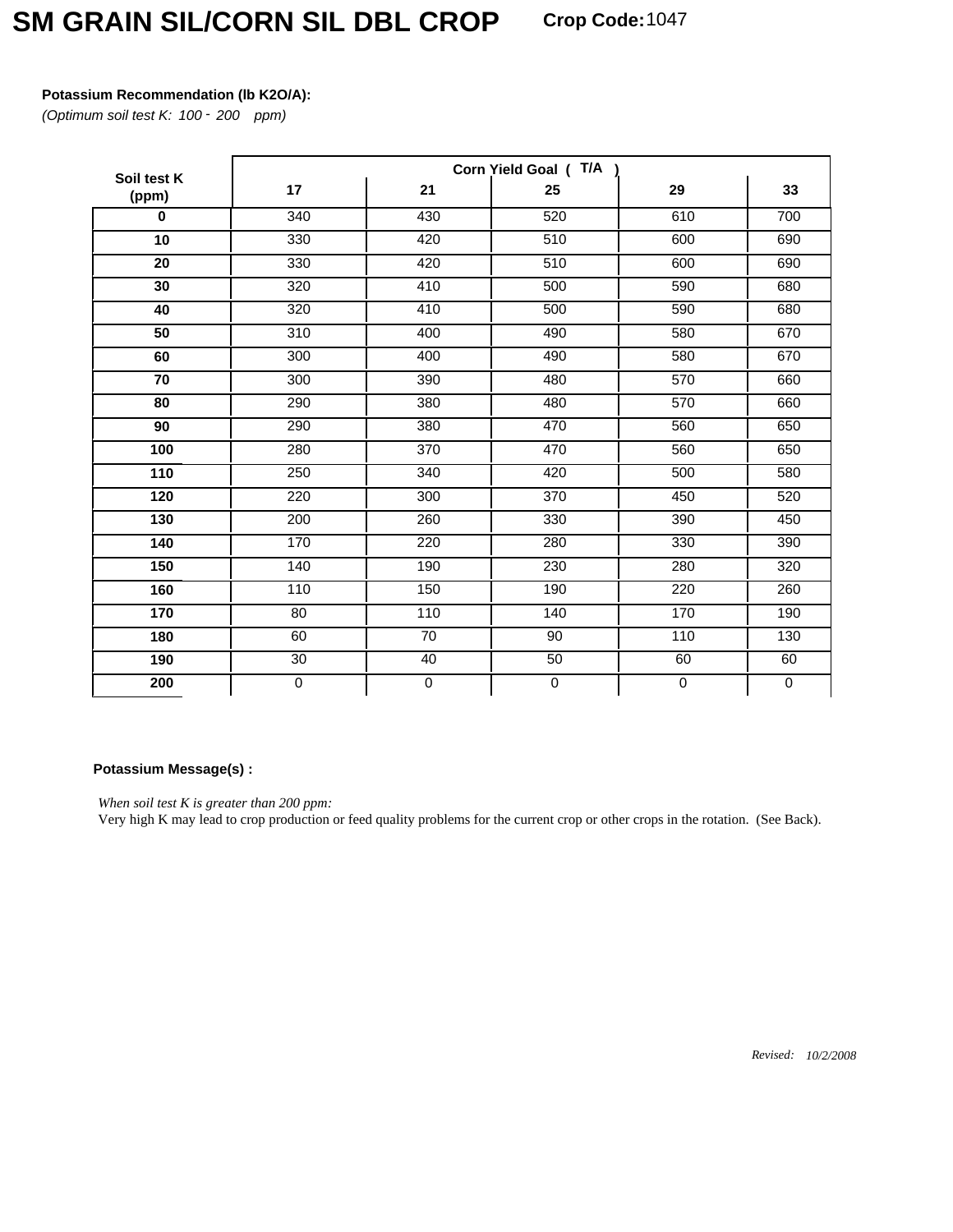# SM GRAIN SIL/CORN SIL DBL CROP

**Crop Code:** 1047

**Potassium Recommendation (lb K2O/A):**

*(Optimum soil test K: 100 - 200 ppm)*

| Soil test K (ppm) | Corn Yield Goal ( T/A ) | | | | |
|---|---|---|---|---|---|
| | **17** | **21** | **25** | **29** | **33** |
| **0** | 340 | 430 | 520 | 610 | 700 |
| **10** | 330 | 420 | 510 | 600 | 690 |
| **20** | 330 | 420 | 510 | 600 | 690 |
| **30** | 320 | 410 | 500 | 590 | 680 |
| **40** | 320 | 410 | 500 | 590 | 680 |
| **50** | 310 | 400 | 490 | 580 | 670 |
| **60** | 300 | 400 | 490 | 580 | 670 |
| **70** | 300 | 390 | 480 | 570 | 660 |
| **80** | 290 | 380 | 480 | 570 | 660 |
| **90** | 290 | 380 | 470 | 560 | 650 |
| **100** | 280 | 370 | 470 | 560 | 650 |
| **110** | 250 | 340 | 420 | 500 | 580 |
| **120** | 220 | 300 | 370 | 450 | 520 |
| **130** | 200 | 260 | 330 | 390 | 450 |
| **140** | 170 | 220 | 280 | 330 | 390 |
| **150** | 140 | 190 | 230 | 280 | 320 |
| **160** | 110 | 150 | 190 | 220 | 260 |
| **170** | 80 | 110 | 140 | 170 | 190 |
| **180** | 60 | 70 | 90 | 110 | 130 |
| **190** | 30 | 40 | 50 | 60 | 60 |
| **200** | 0 | 0 | 0 | 0 | 0 |

**Potassium Message(s) :**

*When soil test K is greater than 200 ppm:*
Very high K may lead to crop production or feed quality problems for the current crop or other crops in the rotation. (See Back).

*Revised: 10/2/2008*